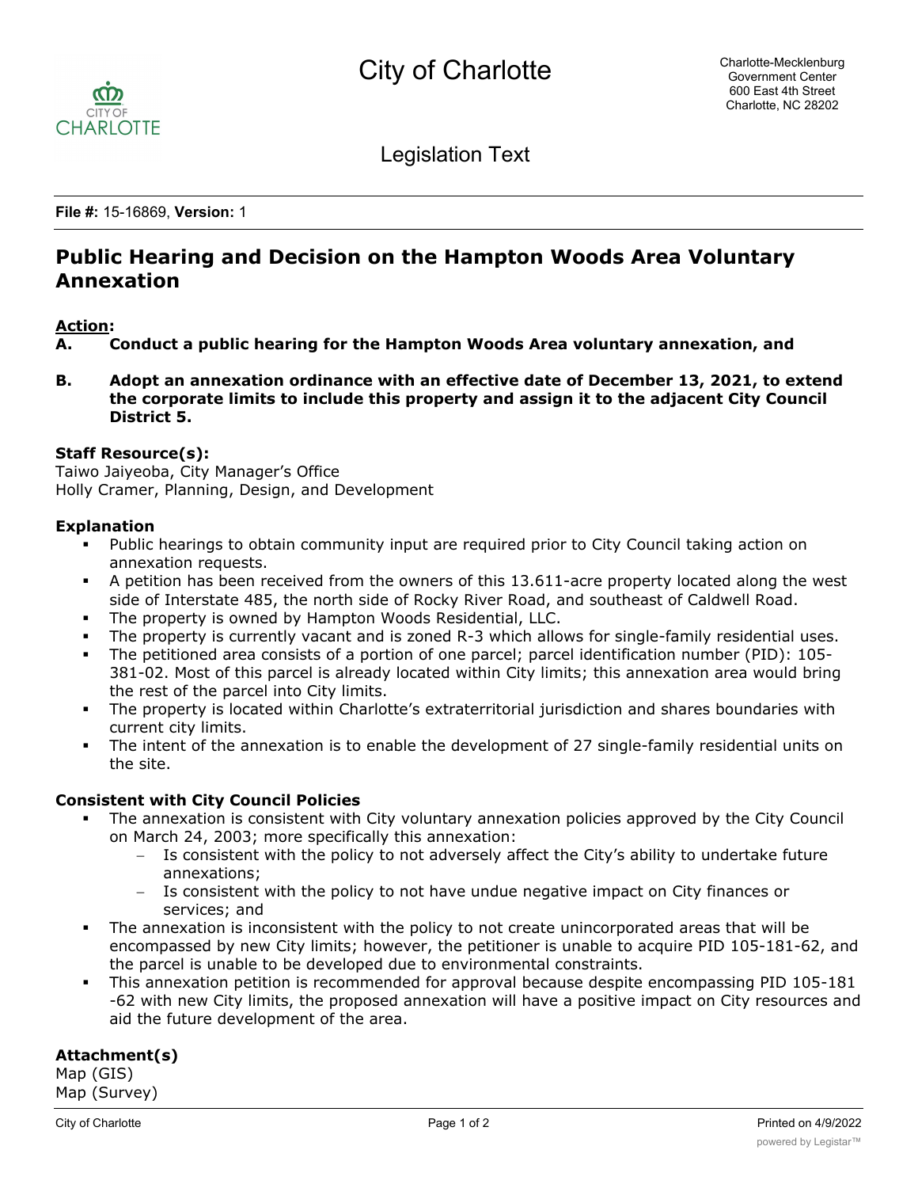# City of Charlotte

Charlotte-Mecklenburg Government Center
600 East 4th Street
Charlotte, NC 28202

Legislation Text

**File #:** 15-16869, **Version:** 1

## Public Hearing and Decision on the Hampton Woods Area Voluntary Annexation

**Action:**

**A. Conduct a public hearing for the Hampton Woods Area voluntary annexation, and**

**B. Adopt an annexation ordinance with an effective date of December 13, 2021, to extend the corporate limits to include this property and assign it to the adjacent City Council District 5.**

**Staff Resource(s):**
Taiwo Jaiyeoba, City Manager's Office
Holly Cramer, Planning, Design, and Development

**Explanation**

- Public hearings to obtain community input are required prior to City Council taking action on annexation requests.
- A petition has been received from the owners of this 13.611-acre property located along the west side of Interstate 485, the north side of Rocky River Road, and southeast of Caldwell Road.
- The property is owned by Hampton Woods Residential, LLC.
- The property is currently vacant and is zoned R-3 which allows for single-family residential uses.
- The petitioned area consists of a portion of one parcel; parcel identification number (PID): 105-381-02. Most of this parcel is already located within City limits; this annexation area would bring the rest of the parcel into City limits.
- The property is located within Charlotte's extraterritorial jurisdiction and shares boundaries with current city limits.
- The intent of the annexation is to enable the development of 27 single-family residential units on the site.

**Consistent with City Council Policies**

- The annexation is consistent with City voluntary annexation policies approved by the City Council on March 24, 2003; more specifically this annexation:
  - Is consistent with the policy to not adversely affect the City's ability to undertake future annexations;
  - Is consistent with the policy to not have undue negative impact on City finances or services; and
- The annexation is inconsistent with the policy to not create unincorporated areas that will be encompassed by new City limits; however, the petitioner is unable to acquire PID 105-181-62, and the parcel is unable to be developed due to environmental constraints.
- This annexation petition is recommended for approval because despite encompassing PID 105-181 -62 with new City limits, the proposed annexation will have a positive impact on City resources and aid the future development of the area.

**Attachment(s)**
Map (GIS)
Map (Survey)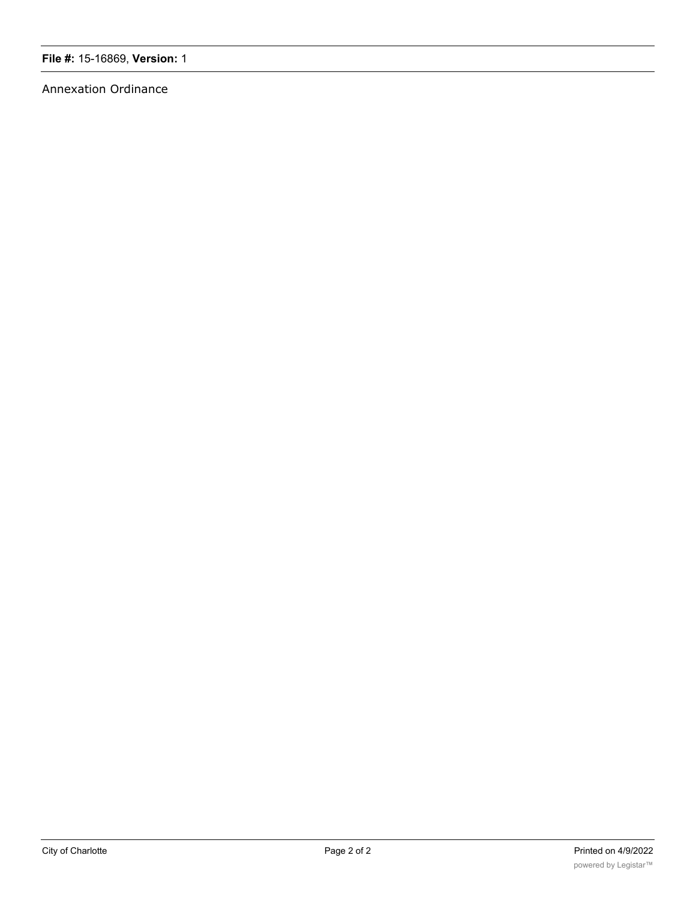**File #:** 15-16869, **Version:** 1

Annexation Ordinance